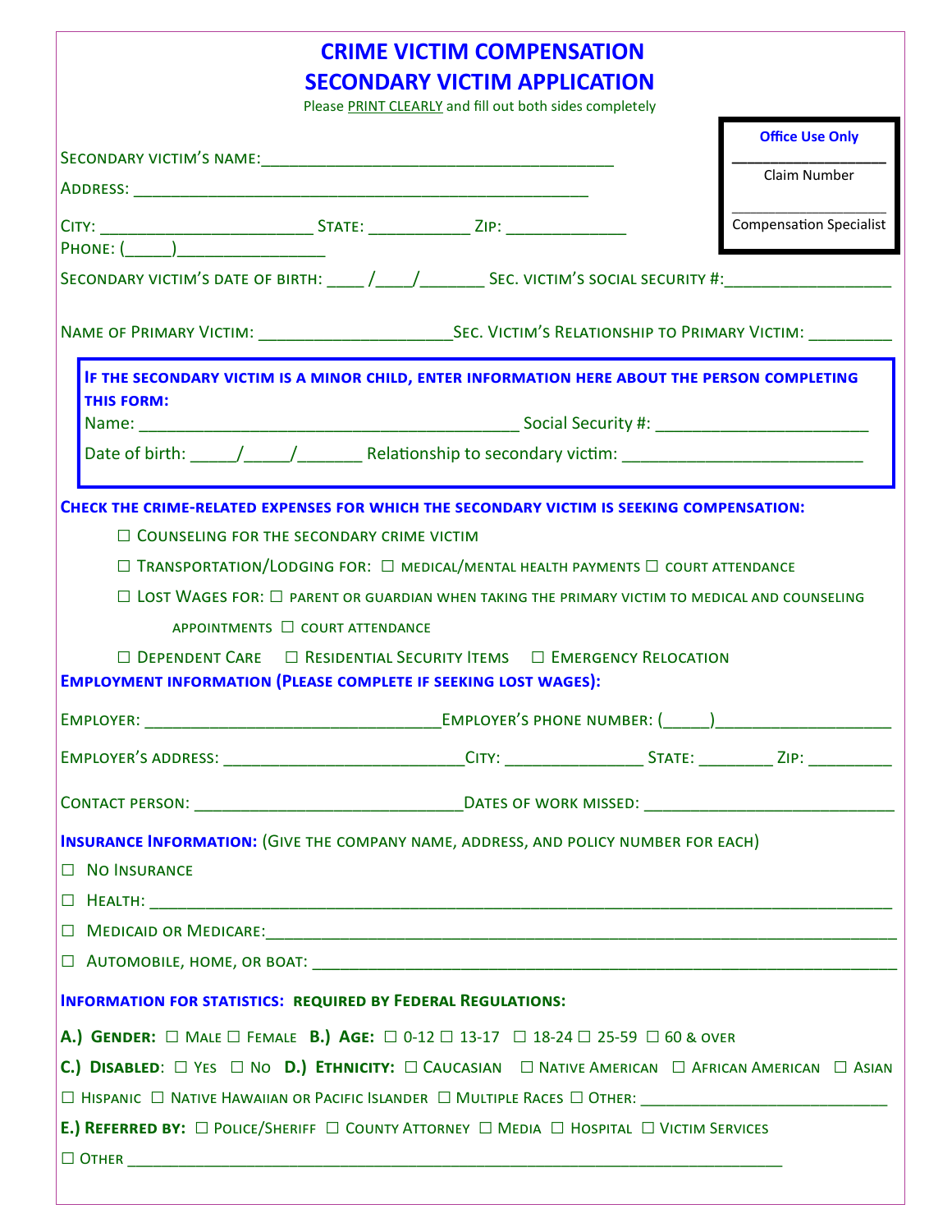# CRIME VICTIM COMPENSATION
# SECONDARY VICTIM APPLICATION

Please PRINT CLEARLY and fill out both sides completely

**Office Use Only**

______________
Claim Number

______________
Compensation Specialist

SECONDARY VICTIM'S NAME: ________________________________________

ADDRESS: ____________________________________________________

CITY: ______________________ STATE: ___________ ZIP: _____________

PHONE: (_____)________________

SECONDARY VICTIM'S DATE OF BIRTH: ____ /____/_______ SEC. VICTIM'S SOCIAL SECURITY #: __________________

NAME OF PRIMARY VICTIM: ____________________ SEC. VICTIM'S RELATIONSHIP TO PRIMARY VICTIM: _________

**IF THE SECONDARY VICTIM IS A MINOR CHILD, ENTER INFORMATION HERE ABOUT THE PERSON COMPLETING THIS FORM:**

Name: __________________________________________ Social Security #: ______________________

Date of birth: _____/_____/_______ Relationship to secondary victim: __________________________

**CHECK THE CRIME-RELATED EXPENSES FOR WHICH THE SECONDARY VICTIM IS SEEKING COMPENSATION:**

- ☐ COUNSELING FOR THE SECONDARY CRIME VICTIM
- ☐ TRANSPORTATION/LODGING FOR: ☐ MEDICAL/MENTAL HEALTH PAYMENTS ☐ COURT ATTENDANCE
- ☐ LOST WAGES FOR: ☐ PARENT OR GUARDIAN WHEN TAKING THE PRIMARY VICTIM TO MEDICAL AND COUNSELING APPOINTMENTS ☐ COURT ATTENDANCE
- ☐ DEPENDENT CARE ☐ RESIDENTIAL SECURITY ITEMS ☐ EMERGENCY RELOCATION

**EMPLOYMENT INFORMATION (PLEASE COMPLETE IF SEEKING LOST WAGES):**

EMPLOYER: _________________________________ EMPLOYER'S PHONE NUMBER: (_____)__________________

EMPLOYER'S ADDRESS: ___________________________ CITY: _______________ STATE: ________ ZIP: _________

CONTACT PERSON: ______________________________ DATES OF WORK MISSED: __________________________

**INSURANCE INFORMATION:** (GIVE THE COMPANY NAME, ADDRESS, AND POLICY NUMBER FOR EACH)

☐ NO INSURANCE

☐ HEALTH: ______________________________________________________________________

☐ MEDICAID OR MEDICARE: ________________________________________________________

☐ AUTOMOBILE, HOME, OR BOAT: ___________________________________________________

**INFORMATION FOR STATISTICS: REQUIRED BY FEDERAL REGULATIONS:**

**A.) GENDER:** ☐ MALE ☐ FEMALE **B.) AGE:** ☐ 0-12 ☐ 13-17 ☐ 18-24 ☐ 25-59 ☐ 60 & OVER

**C.) DISABLED:** ☐ YES ☐ NO **D.) ETHNICITY:** ☐ CAUCASIAN ☐ NATIVE AMERICAN ☐ AFRICAN AMERICAN ☐ ASIAN ☐ HISPANIC ☐ NATIVE HAWAIIAN OR PACIFIC ISLANDER ☐ MULTIPLE RACES ☐ OTHER: ___________________________

**E.) REFERRED BY:** ☐ POLICE/SHERIFF ☐ COUNTY ATTORNEY ☐ MEDIA ☐ HOSPITAL ☐ VICTIM SERVICES

☐ OTHER ________________________________________________________________________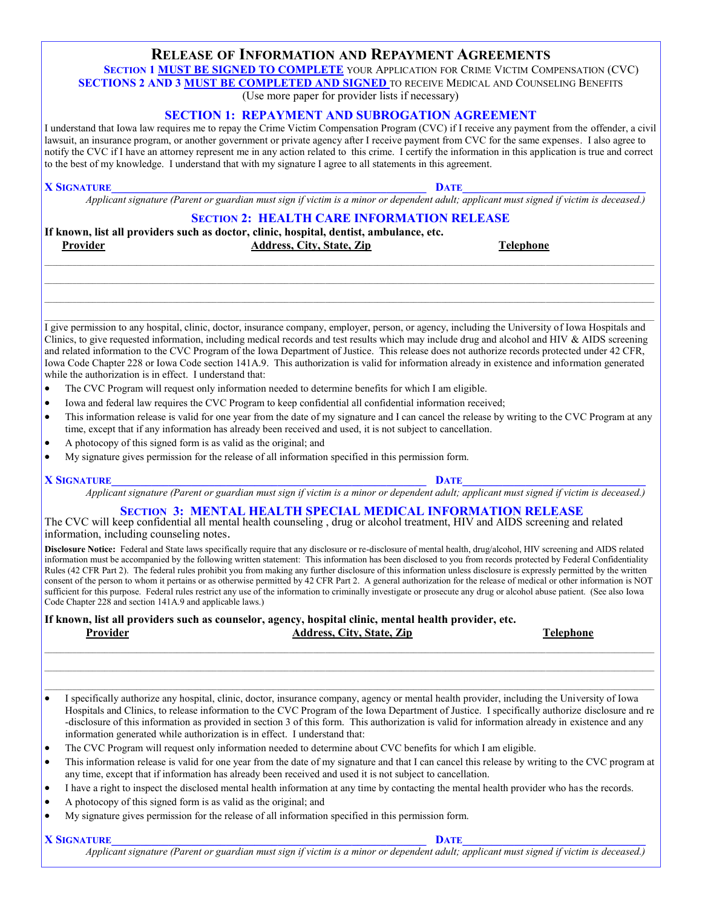# Release of Information and Repayment Agreements

**Section 1 MUST BE SIGNED TO COMPLETE your Application for Crime Victim Compensation (CVC)**

**SECTIONS 2 AND 3 MUST BE COMPLETED AND SIGNED to receive Medical and Counseling Benefits**

(Use more paper for provider lists if necessary)

## SECTION 1: REPAYMENT AND SUBROGATION AGREEMENT

I understand that Iowa law requires me to repay the Crime Victim Compensation Program (CVC) if I receive any payment from the offender, a civil lawsuit, an insurance program, or another government or private agency after I receive payment from CVC for the same expenses. I also agree to notify the CVC if I have an attorney represent me in any action related to this crime. I certify the information in this application is true and correct to the best of my knowledge. I understand that with my signature I agree to all statements in this agreement.

**X Signature**________________________________________ **Date**____________________

*Applicant signature (Parent or guardian must sign if victim is a minor or dependent adult; applicant must signed if victim is deceased.)*

## Section 2: HEALTH CARE INFORMATION RELEASE

**If known, list all providers such as doctor, clinic, hospital, dentist, ambulance, etc.**

| Provider | Address, City, State, Zip | Telephone |
|---|---|---|
| | | |
| | | |
| | | |
| | | |

I give permission to any hospital, clinic, doctor, insurance company, employer, person, or agency, including the University of Iowa Hospitals and Clinics, to give requested information, including medical records and test results which may include drug and alcohol and HIV & AIDS screening and related information to the CVC Program of the Iowa Department of Justice. This release does not authorize records protected under 42 CFR, Iowa Code Chapter 228 or Iowa Code section 141A.9. This authorization is valid for information already in existence and information generated while the authorization is in effect. I understand that:

- The CVC Program will request only information needed to determine benefits for which I am eligible.
- Iowa and federal law requires the CVC Program to keep confidential all confidential information received;
- This information release is valid for one year from the date of my signature and I can cancel the release by writing to the CVC Program at any time, except that if any information has already been received and used, it is not subject to cancellation.
- A photocopy of this signed form is as valid as the original; and
- My signature gives permission for the release of all information specified in this permission form.

**X Signature**________________________________________ **Date**____________________

*Applicant signature (Parent or guardian must sign if victim is a minor or dependent adult; applicant must signed if victim is deceased.)*

## Section 3: MENTAL HEALTH SPECIAL MEDICAL INFORMATION RELEASE

The CVC will keep confidential all mental health counseling , drug or alcohol treatment, HIV and AIDS screening and related information, including counseling notes.

**Disclosure Notice:** Federal and State laws specifically require that any disclosure or re-disclosure of mental health, drug/alcohol, HIV screening and AIDS related information must be accompanied by the following written statement: This information has been disclosed to you from records protected by Federal Confidentiality Rules (42 CFR Part 2). The federal rules prohibit you from making any further disclosure of this information unless disclosure is expressly permitted by the written consent of the person to whom it pertains or as otherwise permitted by 42 CFR Part 2. A general authorization for the release of medical or other information is NOT sufficient for this purpose. Federal rules restrict any use of the information to criminally investigate or prosecute any drug or alcohol abuse patient. (See also Iowa Code Chapter 228 and section 141A.9 and applicable laws.)

**If known, list all providers such as counselor, agency, hospital clinic, mental health provider, etc.**

| Provider | Address, City, State, Zip | Telephone |
|---|---|---|
| | | |
| | | |
| | | |

- I specifically authorize any hospital, clinic, doctor, insurance company, agency or mental health provider, including the University of Iowa Hospitals and Clinics, to release information to the CVC Program of the Iowa Department of Justice. I specifically authorize disclosure and re-disclosure of this information as provided in section 3 of this form. This authorization is valid for information already in existence and any information generated while authorization is in effect. I understand that:
- The CVC Program will request only information needed to determine about CVC benefits for which I am eligible.
- This information release is valid for one year from the date of my signature and that I can cancel this release by writing to the CVC program at any time, except that if information has already been received and used it is not subject to cancellation.
- I have a right to inspect the disclosed mental health information at any time by contacting the mental health provider who has the records.
- A photocopy of this signed form is as valid as the original; and
- My signature gives permission for the release of all information specified in this permission form.

**X Signature**________________________________________ **Date**____________________

*Applicant signature (Parent or guardian must sign if victim is a minor or dependent adult; applicant must signed if victim is deceased.)*